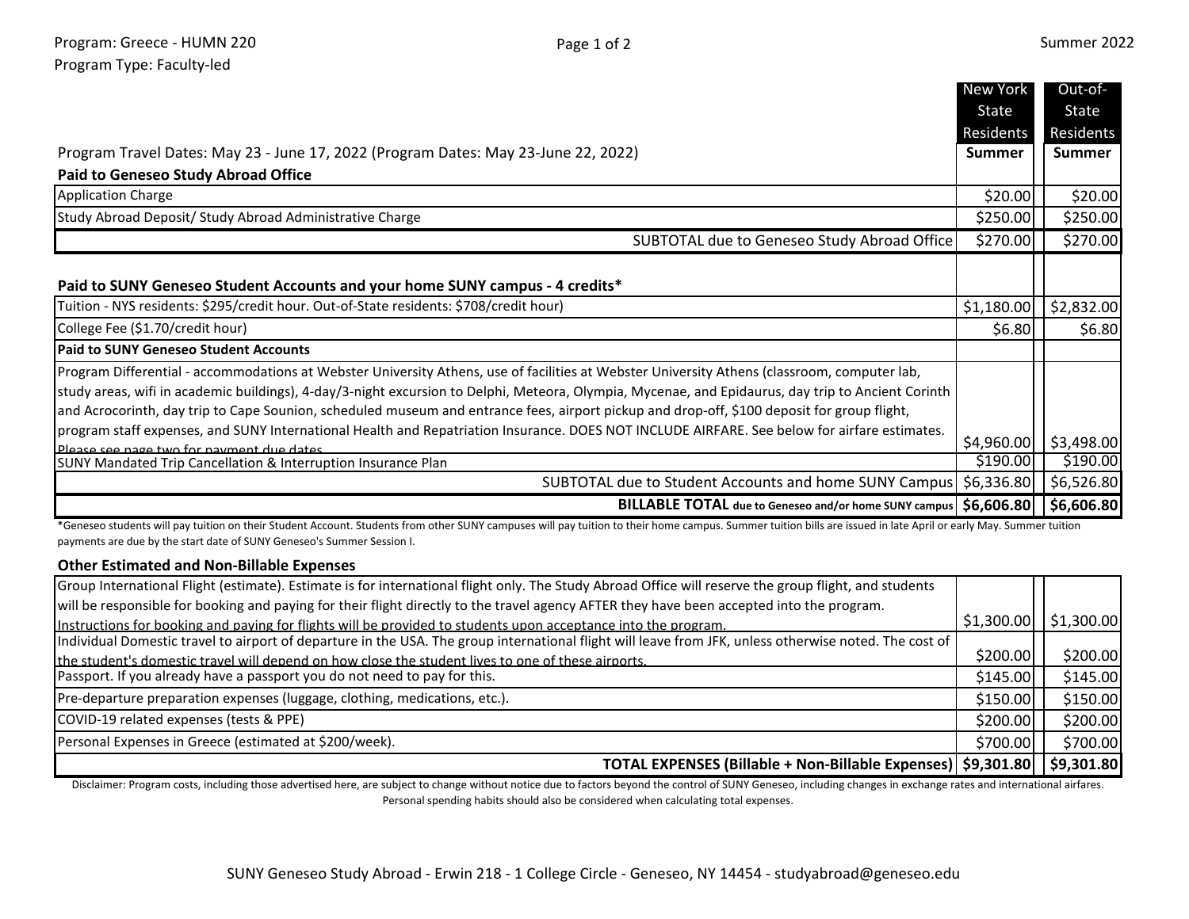Program: Greece - HUMN 220
Program Type: Faculty-led

Summer 2022

| | New York State Residents | Out-of-State Residents |
|---|---|---|
| Program Travel Dates: May 23 - June 17, 2022 (Program Dates: May 23-June 22, 2022) | **Summer** | **Summer** |
| **Paid to Geneseo Study Abroad Office** | | |
| Application Charge | $20.00 | $20.00 |
| Study Abroad Deposit/ Study Abroad Administrative Charge | $250.00 | $250.00 |
| SUBTOTAL due to Geneseo Study Abroad Office | $270.00 | $270.00 |
| **Paid to SUNY Geneseo Student Accounts and your home SUNY campus - 4 credits*** | | |
| Tuition - NYS residents: $295/credit hour. Out-of-State residents: $708/credit hour) | $1,180.00 | $2,832.00 |
| College Fee ($1.70/credit hour) | $6.80 | $6.80 |
| **Paid to SUNY Geneseo Student Accounts** | | |
| Program Differential - accommodations at Webster University Athens, use of facilities at Webster University Athens (classroom, computer lab, study areas, wifi in academic buildings), 4-day/3-night excursion to Delphi, Meteora, Olympia, Mycenae, and Epidaurus, day trip to Ancient Corinth and Acrocorinth, day trip to Cape Sounion, scheduled museum and entrance fees, airport pickup and drop-off, $100 deposit for group flight, program staff expenses, and SUNY International Health and Repatriation Insurance. DOES NOT INCLUDE AIRFARE. See below for airfare estimates. Please see page two for payment due dates. | $4,960.00 | $3,498.00 |
| SUNY Mandated Trip Cancellation & Interruption Insurance Plan | $190.00 | $190.00 |
| SUBTOTAL due to Student Accounts and home SUNY Campus | $6,336.80 | $6,526.80 |
| **BILLABLE TOTAL due to Geneseo and/or home SUNY campus** | **$6,606.80** | **$6,606.80** |

*Geneseo students will pay tuition on their Student Account. Students from other SUNY campuses will pay tuition to their home campus. Summer tuition bills are issued in late April or early May. Summer tuition payments are due by the start date of SUNY Geneseo's Summer Session I.

| **Other Estimated and Non-Billable Expenses** | | |
|---|---|---|
| Group International Flight (estimate). Estimate is for international flight only. The Study Abroad Office will reserve the group flight, and students will be responsible for booking and paying for their flight directly to the travel agency AFTER they have been accepted into the program. Instructions for booking and paying for flights will be provided to students upon acceptance into the program. | $1,300.00 | $1,300.00 |
| Individual Domestic travel to airport of departure in the USA. The group international flight will leave from JFK, unless otherwise noted. The cost of the student's domestic travel will depend on how close the student lives to one of these airports. | $200.00 | $200.00 |
| Passport. If you already have a passport you do not need to pay for this. | $145.00 | $145.00 |
| Pre-departure preparation expenses (luggage, clothing, medications, etc.). | $150.00 | $150.00 |
| COVID-19 related expenses (tests & PPE) | $200.00 | $200.00 |
| Personal Expenses in Greece (estimated at $200/week). | $700.00 | $700.00 |
| **TOTAL EXPENSES (Billable + Non-Billable Expenses)** | **$9,301.80** | **$9,301.80** |

Disclaimer: Program costs, including those advertised here, are subject to change without notice due to factors beyond the control of SUNY Geneseo, including changes in exchange rates and international airfares. Personal spending habits should also be considered when calculating total expenses.

SUNY Geneseo Study Abroad - Erwin 218 - 1 College Circle - Geneseo, NY 14454 - studyabroad@geneseo.edu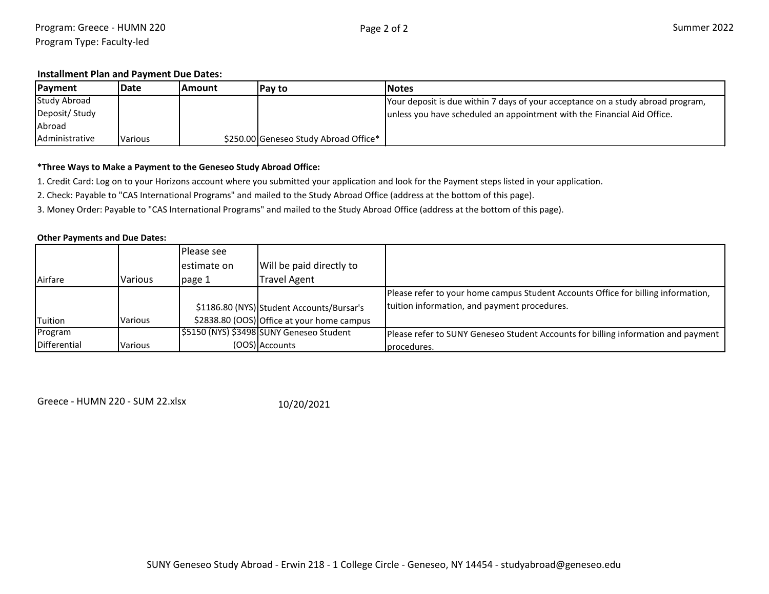Program: Greece - HUMN 220
Program Type: Faculty-led

Summer 2022

**Installment Plan and Payment Due Dates:**

| Payment | Date | Amount | Pay to | Notes |
|---|---|---|---|---|
| Study Abroad Deposit/ Study Abroad Administrative | Various | $250.00 | Geneseo Study Abroad Office* | Your deposit is due within 7 days of your acceptance on a study abroad program, unless you have scheduled an appointment with the Financial Aid Office. |

**\*Three Ways to Make a Payment to the Geneseo Study Abroad Office:**

1. Credit Card: Log on to your Horizons account where you submitted your application and look for the Payment steps listed in your application.
2. Check: Payable to "CAS International Programs" and mailed to the Study Abroad Office (address at the bottom of this page).
3. Money Order: Payable to "CAS International Programs" and mailed to the Study Abroad Office (address at the bottom of this page).

**Other Payments and Due Dates:**

| | | | | |
|---|---|---|---|---|
| Airfare | Various | Please see estimate on page 1 | Will be paid directly to Travel Agent | |
| Tuition | Various | $1186.80 (NYS) $2838.80 (OOS) | Student Accounts/Bursar's Office at your home campus | Please refer to your home campus Student Accounts Office for billing information, tuition information, and payment procedures. |
| Program Differential | Various | $5150 (NYS) $3498 (OOS) | SUNY Geneseo Student Accounts | Please refer to SUNY Geneseo Student Accounts for billing information and payment procedures. |

Greece - HUMN 220 - SUM 22.xlsx

10/20/2021

SUNY Geneseo Study Abroad - Erwin 218 - 1 College Circle - Geneseo, NY 14454 - studyabroad@geneseo.edu